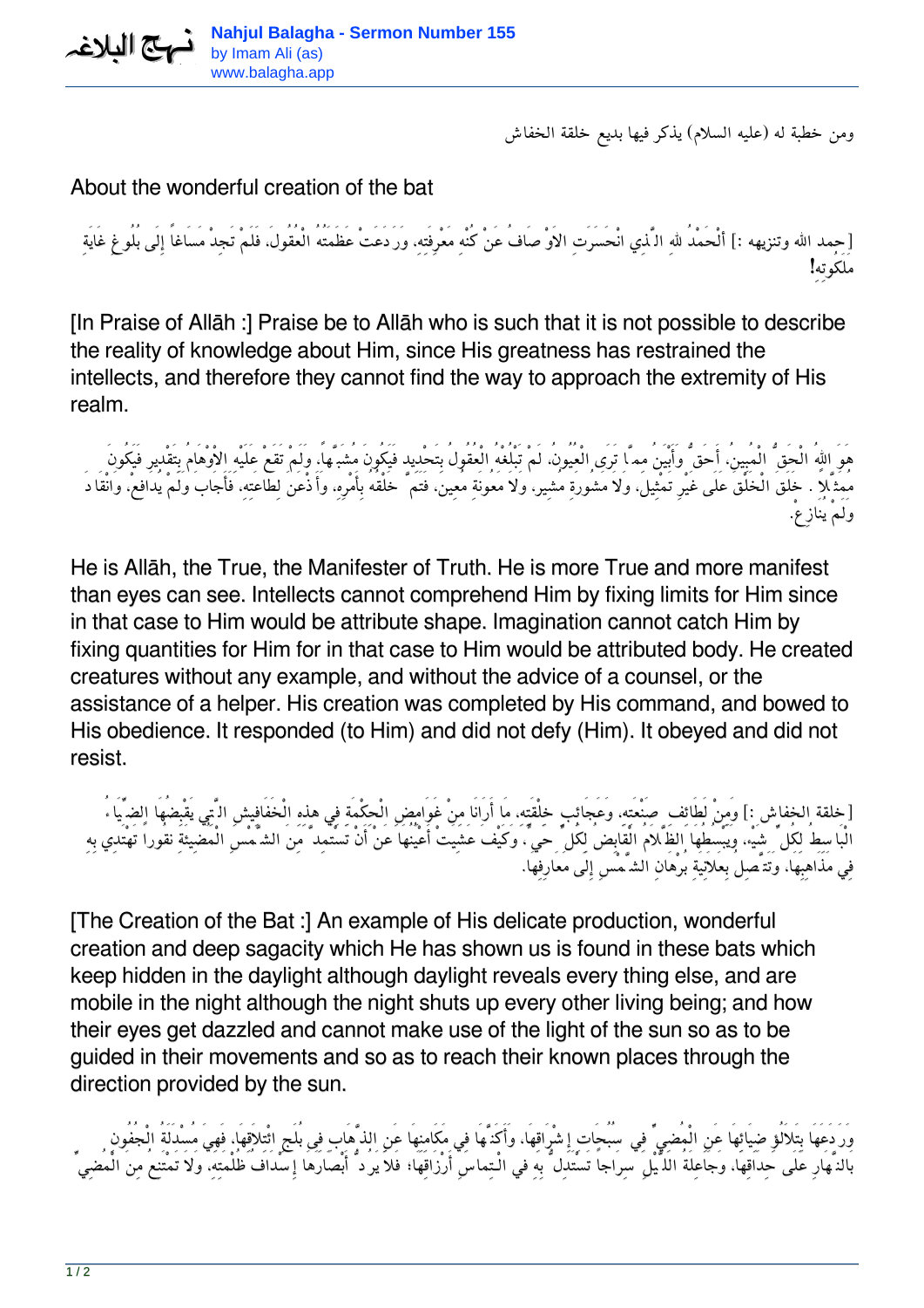ومن خطبة له (عليه السلام) يذكر فيها بديع خلقة الخفاش

About the wonderful creation of the bat

[حمد الله وتنزيهه :] أَلْحَمْدُ للهِ الَّذِي انْحَسَرَتِ الاَْوْصَافُ عَنْ كُنْهِ مَعْرِفَتِهِ، وَرَدَعَتْ عَظَمَتُهُ الْعُقُولَ، فَلَمْ تَجِدْ مَسَاغاً إِلَى بُلُوغِ غَايَةِ مَلَكُوتِهِ!

[In Praise of Allāh :] Praise be to Allāh who is such that it is not possible to describe the reality of knowledge about Him, since His greatness has restrained the intellects, and therefore they cannot find the way to approach the extremity of His realm.

هُوَ اللهُ الْحَقُّ الْمُبِينُ، أَحَقُّ وَأَبْيَنُ مِمَّا تَرَى الْعُيُونُ، لَمْ تَبْلُغْهُ الْعُقُولُ بِتَحْدِيد فَيَكُونَ مُشَبَّهاً، وَلَمْ تَقَعْ عَلَيْهِ الاَْوْهَامُ بِتَقْدِير فَيَكُونَ مُمَثَّلاً . خَلَقَ الْخَلْقَ عَلَى غَيْرِ تَمْثِيل، وَلاَ مَشُورَةِ مُشِير، وَلاَ مَعُونَةِ مُعِين، فَتَمَّ خَلْقُهُ بِأَمْرِهِ، وَأَذْعَنَ لِطَاعَتِهِ، فَأَجَابَ وَلَمْ يُدَافِعْ، وَانْقَادَ وَلَمْ يُنَازِعْ.

He is Allāh, the True, the Manifester of Truth. He is more True and more manifest than eyes can see. Intellects cannot comprehend Him by fixing limits for Him since in that case to Him would be attribute shape. Imagination cannot catch Him by fixing quantities for Him for in that case to Him would be attributed body. He created creatures without any example, and without the advice of a counsel, or the assistance of a helper. His creation was completed by His command, and bowed to His obedience. It responded (to Him) and did not defy (Him). It obeyed and did not resist.

[خلقة الخفاش :] وَمِنْ لَطَائِفِ صَنْعَتِهِ، وَعَجَائِبِ خِلْقَتِهِ، مَا أَرَانَا مِنْ غَوَامِضِ الْحِكْمَةِ فِي هذِهِ الْخَفَافِيشِ الَّتِي يَقْبِضُهَا الضِّيَاءُ الْبَاسِطُ لِكُلِّ شَيْء، وَيَبْسُطُهَا الظَّلاَمُ الْقَابِضُ لِكُلِّ حَيٍّ، وَكَيْفَ عَشِيَتْ أَعْيُنُهَا عَنْ أَنْ تَسْتَمِدَّ مِنَ الشَّمْسِ الْمُضِيئَةِ نُوراً تَهْتَدِي بِهِ فِي مَذَاهِبِهَا، وَتَتَّصِلُ بِعَلاَنِيَةِ بُرْهَانِ الشَّمْسِ إِلَى مَعَارِفِهَا.

[The Creation of the Bat :] An example of His delicate production, wonderful creation and deep sagacity which He has shown us is found in these bats which keep hidden in the daylight although daylight reveals every thing else, and are mobile in the night although the night shuts up every other living being; and how their eyes get dazzled and cannot make use of the light of the sun so as to be guided in their movements and so as to reach their known places through the direction provided by the sun.

وَرَدَعَهَا بِتَلاَلُؤِ ضِيَائِهَا عَنِ الْمُضِيِّ فِي سُبُحَاتِ إِشْرَاقِهَا، وَأَكَنَّهَا فِي مَكَامِنِهَا عَنِ الذَّهَابِ فِي بُلَجِ ائْتِلاَقِهَا، فَهِيَ مُسْدَلَةُ الْجُفُونِ بِالنَّهَارِ عَلَى حِدَاقِهَا، وَجَاعِلَةُ اللَّيْلِ سِرَاجاً تَسْتَدِلُّ بِهِ فِي الْتِمَاسِ أَرْزَاقِهَا؛ فَلاَ يَرُدُّ أَبْصَارَهَا إِسْدَافُ ظُلْمَتِهِ، وَلاَ تَمْتَنِعُ مِنَ الْمُضِيِّ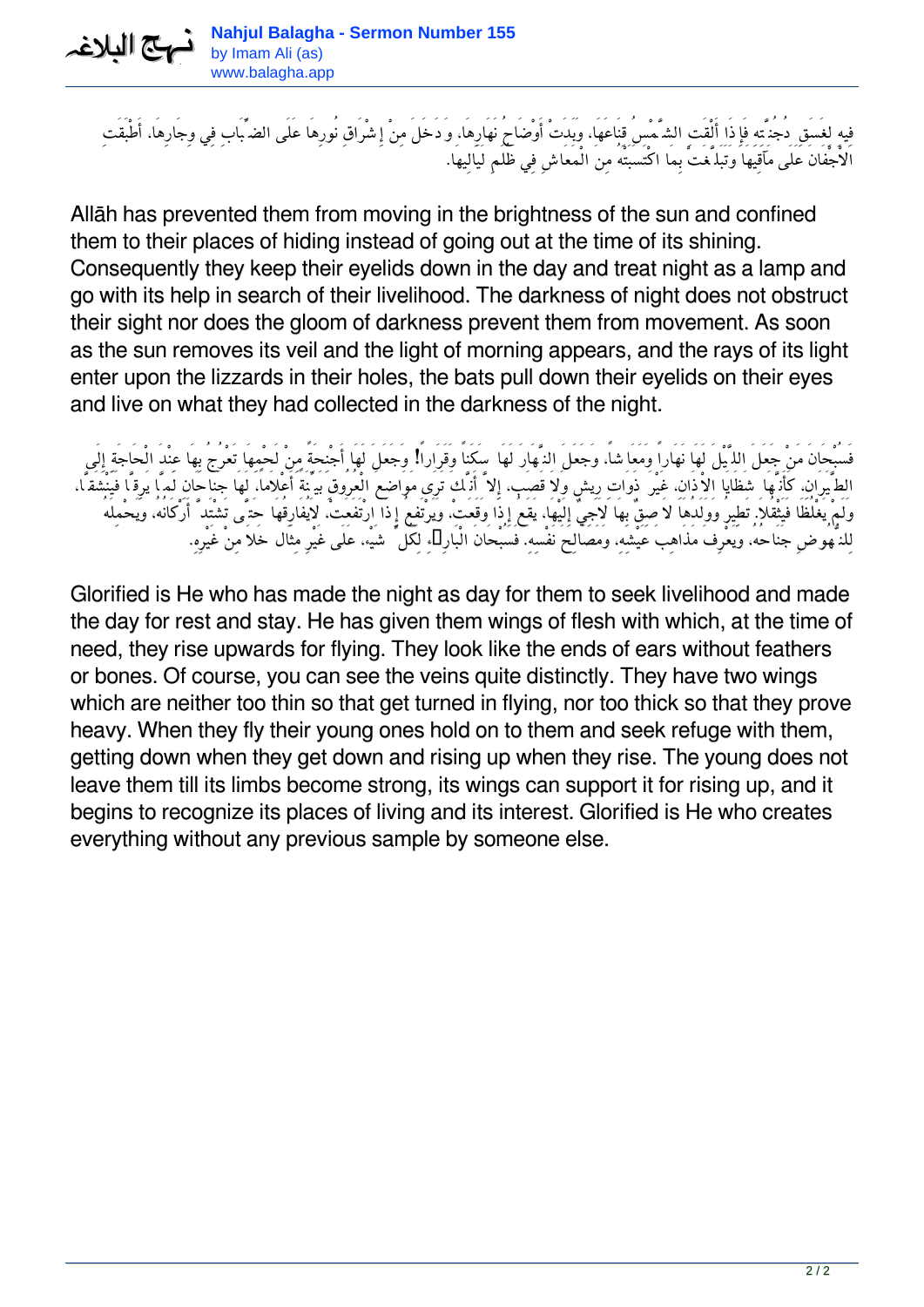فيه لغسق دُجنَّته فإذا أَلْقت الشَّمسُ قناعها، وبدت أَوضاحُ نهارِها، ودخل مِنْ إِشْراق نُورها على الضِّباب في وجارها، أَطْبقت الأَجفان على مآقيها وتبلّغت بما اكْتسبتْه من المعاش في ظُلم لياليها.

Allāh has prevented them from moving in the brightness of the sun and confined them to their places of hiding instead of going out at the time of its shining. Consequently they keep their eyelids down in the day and treat night as a lamp and go with its help in search of their livelihood. The darkness of night does not obstruct their sight nor does the gloom of darkness prevent them from movement. As soon as the sun removes its veil and the light of morning appears, and the rays of its light enter upon the lizzards in their holes, the bats pull down their eyelids on their eyes and live on what they had collected in the darkness of the night.

فسُبْحان منْ جعل اللّيْل لها نهاراً ومعاشاً، وجعل النّهار لها سكناً وقراراً! وجعل لها أَجْنحةً منْ لحْمها تعْرُجُ بها عنْد الْحاجة إِلى الطّيران، كأَنّها شظايا الاْذان، غيْر ذوات ريش ولا قصب، إِلاّ أَنّك ترى مواضع الْعُروق بيّنةً أَعْلاماً. لها جناحان لمّا يرِقّا فينْشقّا، ولمْ يغْلُظا فيثْقُلا. تطير وولدها لاصقٌ بها لاجىءٌ إِليْها، يقع إِذا وقعتْ، ويرْتفع إِذا ارْتفعتْ، لايفارقُها حتّى تشْتدّ أَرْكانُه، ويحْملهُ للنُّهوض جناحه، ويعْرف مذاهب عيْشه، ومصالح نفْسه. فسبْحان الْبارىء لكلّ شيء، على غيْر مثال خلا منْ غيْره.

Glorified is He who has made the night as day for them to seek livelihood and made the day for rest and stay. He has given them wings of flesh with which, at the time of need, they rise upwards for flying. They look like the ends of ears without feathers or bones. Of course, you can see the veins quite distinctly. They have two wings which are neither too thin so that get turned in flying, nor too thick so that they prove heavy. When they fly their young ones hold on to them and seek refuge with them, getting down when they get down and rising up when they rise. The young does not leave them till its limbs become strong, its wings can support it for rising up, and it begins to recognize its places of living and its interest. Glorified is He who creates everything without any previous sample by someone else.